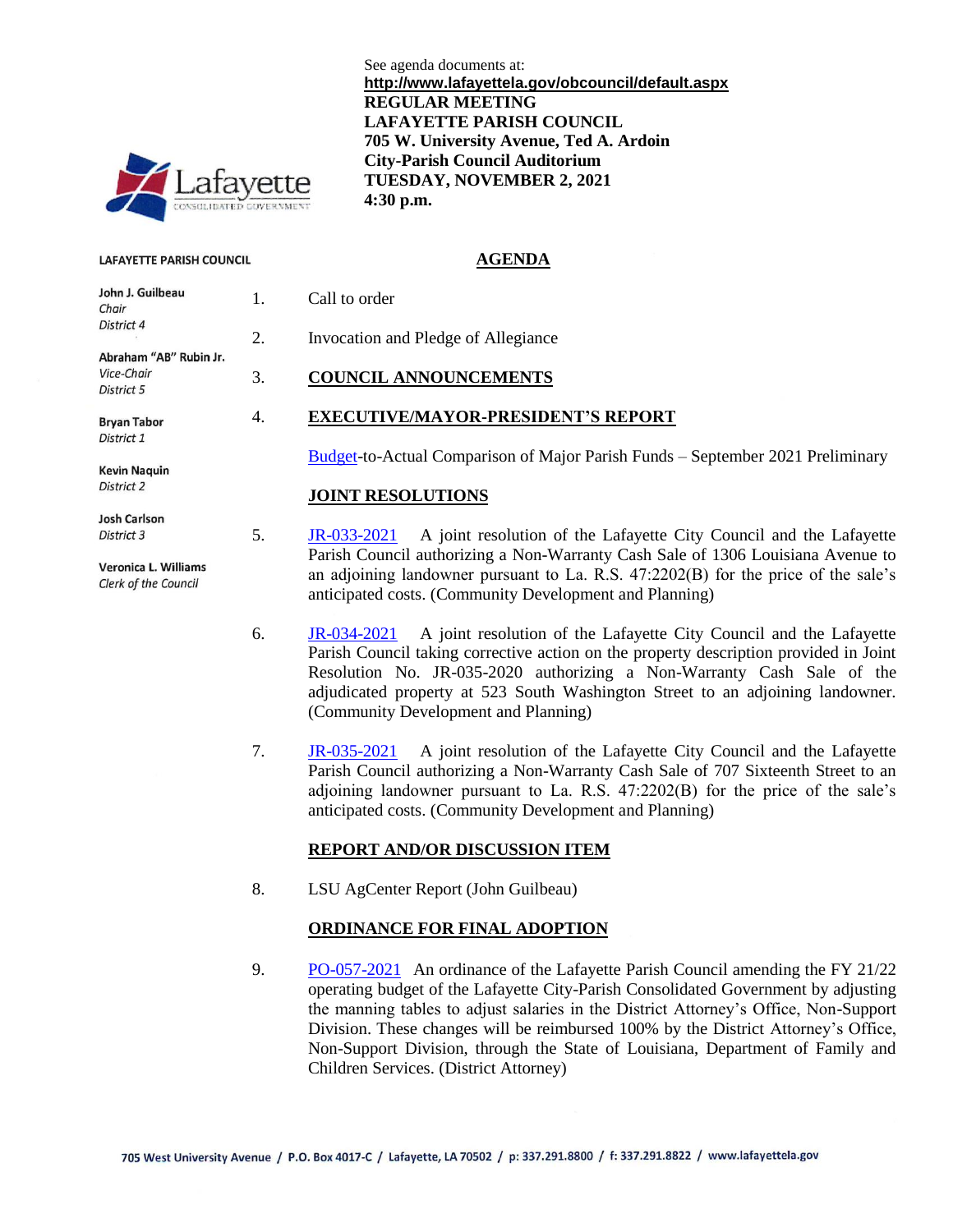See agenda documents at:
**http://www.lafayettela.gov/obcouncil/default.aspx**

**REGULAR MEETING**
**LAFAYETTE PARISH COUNCIL**
**705 W. University Avenue, Ted A. Ardoin**
**City-Parish Council Auditorium**
**TUESDAY, NOVEMBER 2, 2021**
**4:30 p.m.**

**LAFAYETTE PARISH COUNCIL**

**John J. Guilbeau**
*Chair*
*District 4*

**Abraham "AB" Rubin Jr.**
*Vice-Chair*
*District 5*

**Bryan Tabor**
*District 1*

**Kevin Naquin**
*District 2*

**Josh Carlson**
*District 3*

**Veronica L. Williams**
*Clerk of the Council*

## AGENDA

1. Call to order

2. Invocation and Pledge of Allegiance

3. **COUNCIL ANNOUNCEMENTS**

4. **EXECUTIVE/MAYOR-PRESIDENT'S REPORT**

   Budget-to-Actual Comparison of Major Parish Funds – September 2021 Preliminary

   **JOINT RESOLUTIONS**

5. JR-033-2021 A joint resolution of the Lafayette City Council and the Lafayette Parish Council authorizing a Non-Warranty Cash Sale of 1306 Louisiana Avenue to an adjoining landowner pursuant to La. R.S. 47:2202(B) for the price of the sale's anticipated costs. (Community Development and Planning)

6. JR-034-2021 A joint resolution of the Lafayette City Council and the Lafayette Parish Council taking corrective action on the property description provided in Joint Resolution No. JR-035-2020 authorizing a Non-Warranty Cash Sale of the adjudicated property at 523 South Washington Street to an adjoining landowner. (Community Development and Planning)

7. JR-035-2021 A joint resolution of the Lafayette City Council and the Lafayette Parish Council authorizing a Non-Warranty Cash Sale of 707 Sixteenth Street to an adjoining landowner pursuant to La. R.S. 47:2202(B) for the price of the sale's anticipated costs. (Community Development and Planning)

   **REPORT AND/OR DISCUSSION ITEM**

8. LSU AgCenter Report (John Guilbeau)

   **ORDINANCE FOR FINAL ADOPTION**

9. PO-057-2021 An ordinance of the Lafayette Parish Council amending the FY 21/22 operating budget of the Lafayette City-Parish Consolidated Government by adjusting the manning tables to adjust salaries in the District Attorney's Office, Non-Support Division. These changes will be reimbursed 100% by the District Attorney's Office, Non-Support Division, through the State of Louisiana, Department of Family and Children Services. (District Attorney)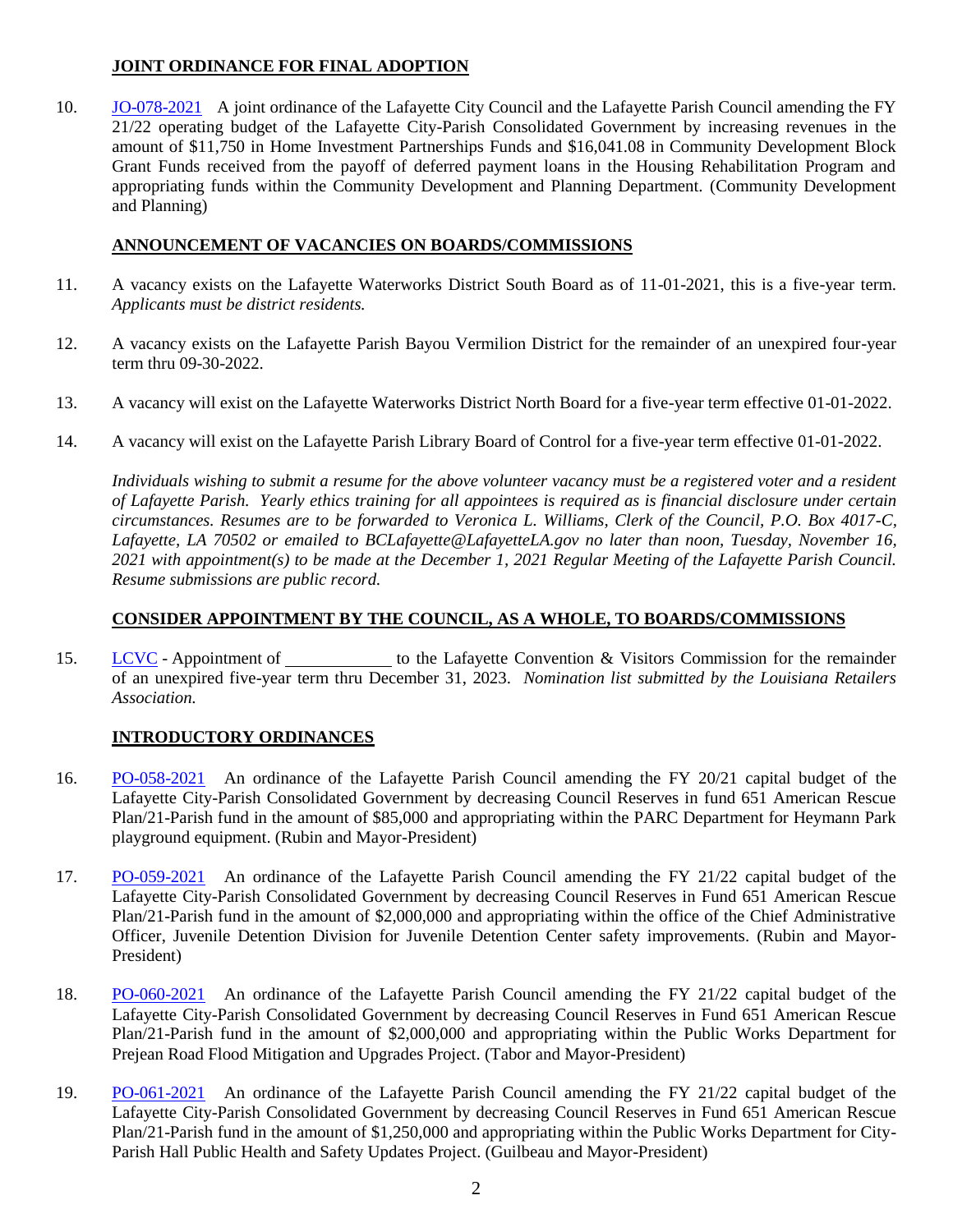## JOINT ORDINANCE FOR FINAL ADOPTION

10. JO-078-2021 A joint ordinance of the Lafayette City Council and the Lafayette Parish Council amending the FY 21/22 operating budget of the Lafayette City-Parish Consolidated Government by increasing revenues in the amount of $11,750 in Home Investment Partnerships Funds and $16,041.08 in Community Development Block Grant Funds received from the payoff of deferred payment loans in the Housing Rehabilitation Program and appropriating funds within the Community Development and Planning Department. (Community Development and Planning)

## ANNOUNCEMENT OF VACANCIES ON BOARDS/COMMISSIONS

11. A vacancy exists on the Lafayette Waterworks District South Board as of 11-01-2021, this is a five-year term. *Applicants must be district residents.*

12. A vacancy exists on the Lafayette Parish Bayou Vermilion District for the remainder of an unexpired four-year term thru 09-30-2022.

13. A vacancy will exist on the Lafayette Waterworks District North Board for a five-year term effective 01-01-2022.

14. A vacancy will exist on the Lafayette Parish Library Board of Control for a five-year term effective 01-01-2022.

*Individuals wishing to submit a resume for the above volunteer vacancy must be a registered voter and a resident of Lafayette Parish. Yearly ethics training for all appointees is required as is financial disclosure under certain circumstances. Resumes are to be forwarded to Veronica L. Williams, Clerk of the Council, P.O. Box 4017-C, Lafayette, LA 70502 or emailed to BCLafayette@LafayetteLA.gov no later than noon, Tuesday, November 16, 2021 with appointment(s) to be made at the December 1, 2021 Regular Meeting of the Lafayette Parish Council. Resume submissions are public record.*

## CONSIDER APPOINTMENT BY THE COUNCIL, AS A WHOLE, TO BOARDS/COMMISSIONS

15. LCVC - Appointment of \_\_\_\_\_\_\_\_\_\_\_\_ to the Lafayette Convention & Visitors Commission for the remainder of an unexpired five-year term thru December 31, 2023. *Nomination list submitted by the Louisiana Retailers Association.*

## INTRODUCTORY ORDINANCES

16. PO-058-2021 An ordinance of the Lafayette Parish Council amending the FY 20/21 capital budget of the Lafayette City-Parish Consolidated Government by decreasing Council Reserves in fund 651 American Rescue Plan/21-Parish fund in the amount of $85,000 and appropriating within the PARC Department for Heymann Park playground equipment. (Rubin and Mayor-President)

17. PO-059-2021 An ordinance of the Lafayette Parish Council amending the FY 21/22 capital budget of the Lafayette City-Parish Consolidated Government by decreasing Council Reserves in Fund 651 American Rescue Plan/21-Parish fund in the amount of $2,000,000 and appropriating within the office of the Chief Administrative Officer, Juvenile Detention Division for Juvenile Detention Center safety improvements. (Rubin and Mayor-President)

18. PO-060-2021 An ordinance of the Lafayette Parish Council amending the FY 21/22 capital budget of the Lafayette City-Parish Consolidated Government by decreasing Council Reserves in Fund 651 American Rescue Plan/21-Parish fund in the amount of $2,000,000 and appropriating within the Public Works Department for Prejean Road Flood Mitigation and Upgrades Project. (Tabor and Mayor-President)

19. PO-061-2021 An ordinance of the Lafayette Parish Council amending the FY 21/22 capital budget of the Lafayette City-Parish Consolidated Government by decreasing Council Reserves in Fund 651 American Rescue Plan/21-Parish fund in the amount of $1,250,000 and appropriating within the Public Works Department for City-Parish Hall Public Health and Safety Updates Project. (Guilbeau and Mayor-President)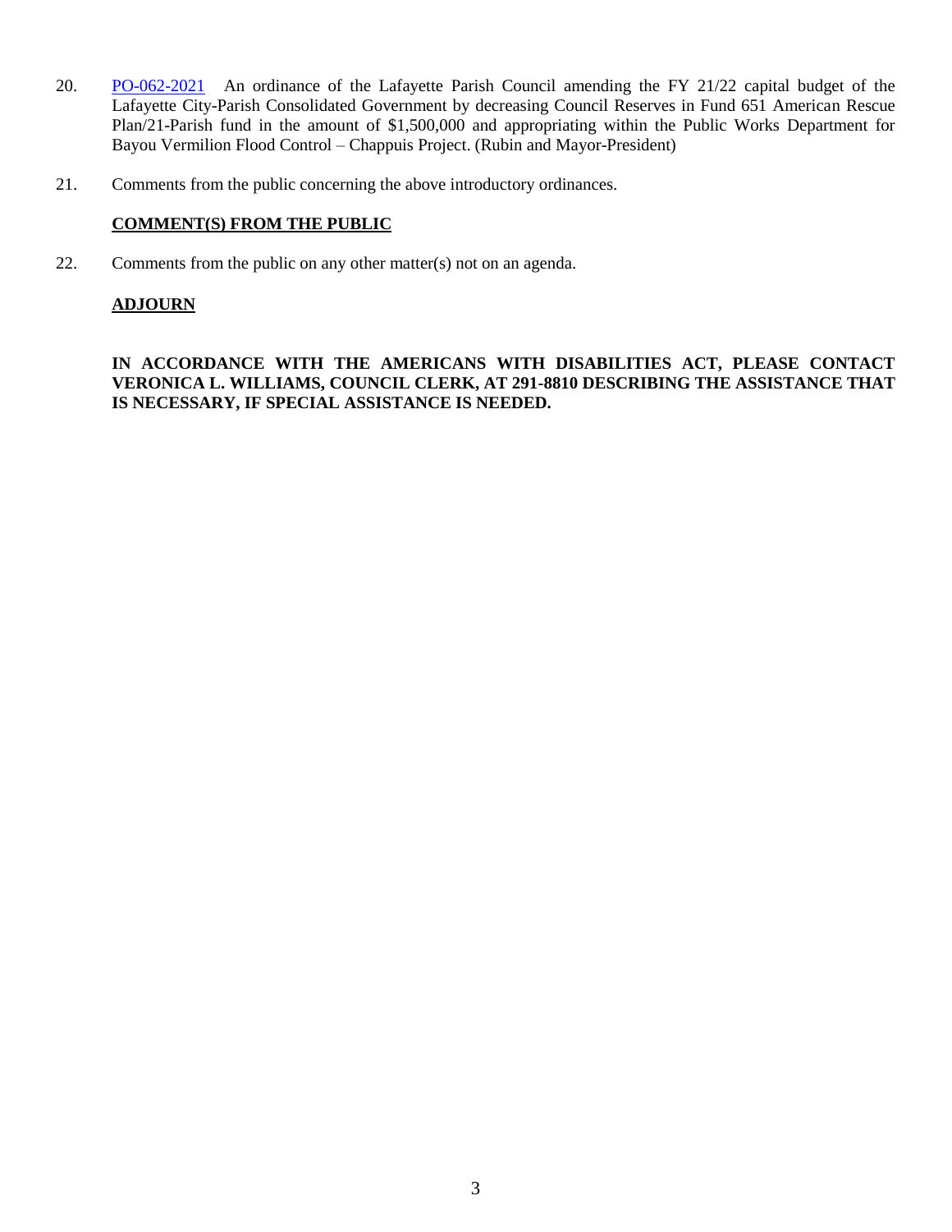20. [PO-062-2021] An ordinance of the Lafayette Parish Council amending the FY 21/22 capital budget of the Lafayette City-Parish Consolidated Government by decreasing Council Reserves in Fund 651 American Rescue Plan/21-Parish fund in the amount of $1,500,000 and appropriating within the Public Works Department for Bayou Vermilion Flood Control – Chappuis Project. (Rubin and Mayor-President)

21. Comments from the public concerning the above introductory ordinances.

**COMMENT(S) FROM THE PUBLIC**

22. Comments from the public on any other matter(s) not on an agenda.

**ADJOURN**

**IN ACCORDANCE WITH THE AMERICANS WITH DISABILITIES ACT, PLEASE CONTACT VERONICA L. WILLIAMS, COUNCIL CLERK, AT 291-8810 DESCRIBING THE ASSISTANCE THAT IS NECESSARY, IF SPECIAL ASSISTANCE IS NEEDED.**